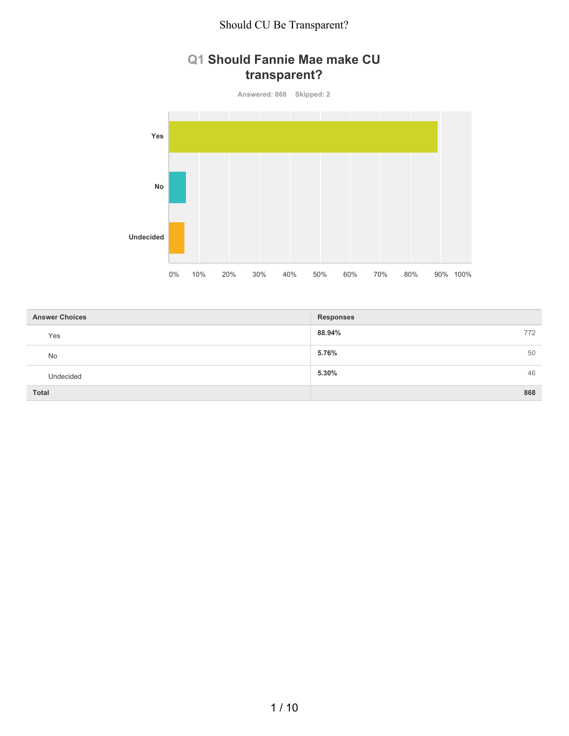# Should CU Be Transparent?

## Q1 Should Fannie Mae make CU transparent?

Answered: 868 Skipped: 2

| Answer Choices | Responses | |
|---|---|---|
| Yes | **88.94%** | 772 |
| No | **5.76%** | 50 |
| Undecided | **5.30%** | 46 |
| **Total** | | **868** |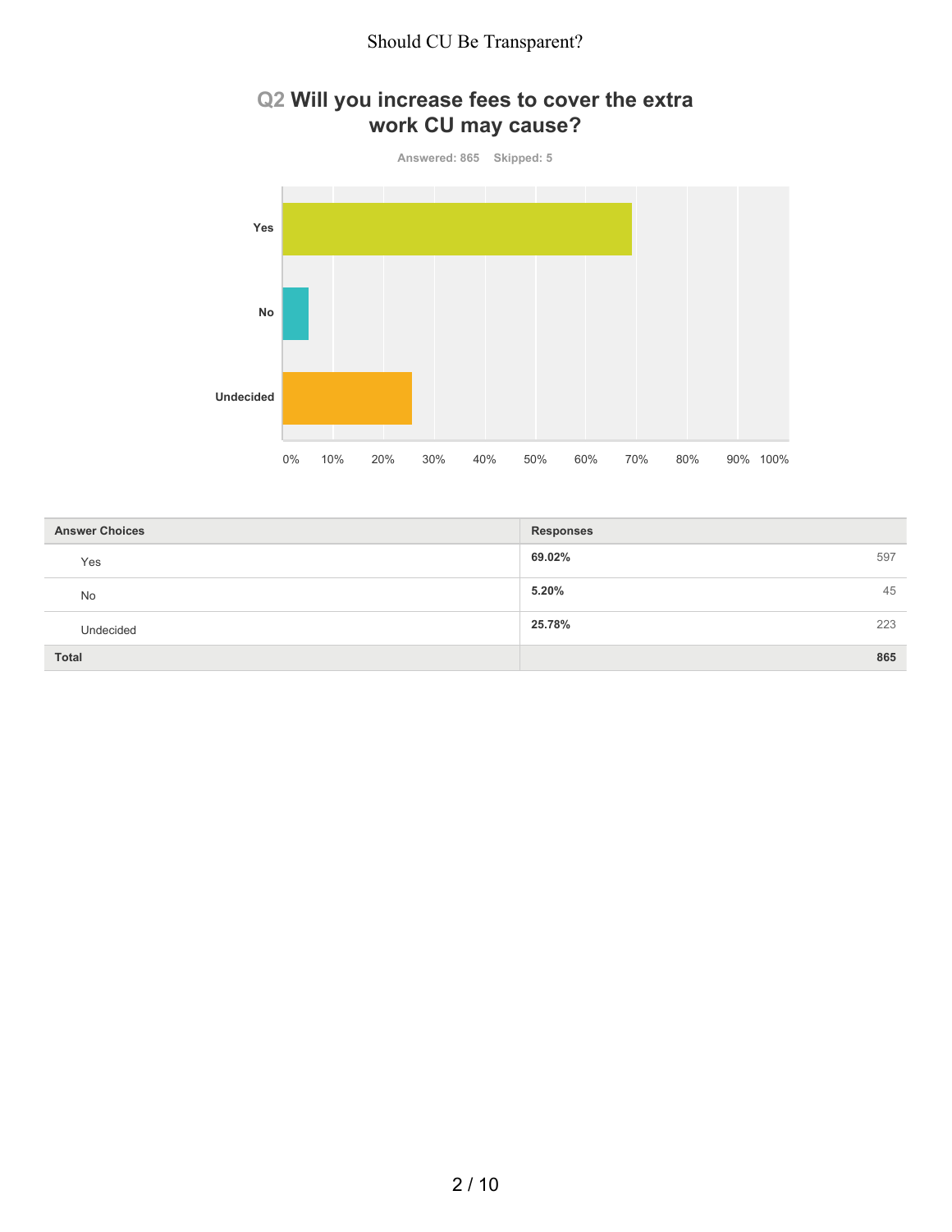## Q2 Will you increase fees to cover the extra work CU may cause?

Answered: 865 Skipped: 5

| Answer Choices | Responses | |
|---|---|---|
| Yes | **69.02%** | 597 |
| No | **5.20%** | 45 |
| Undecided | **25.78%** | 223 |
| **Total** | | **865** |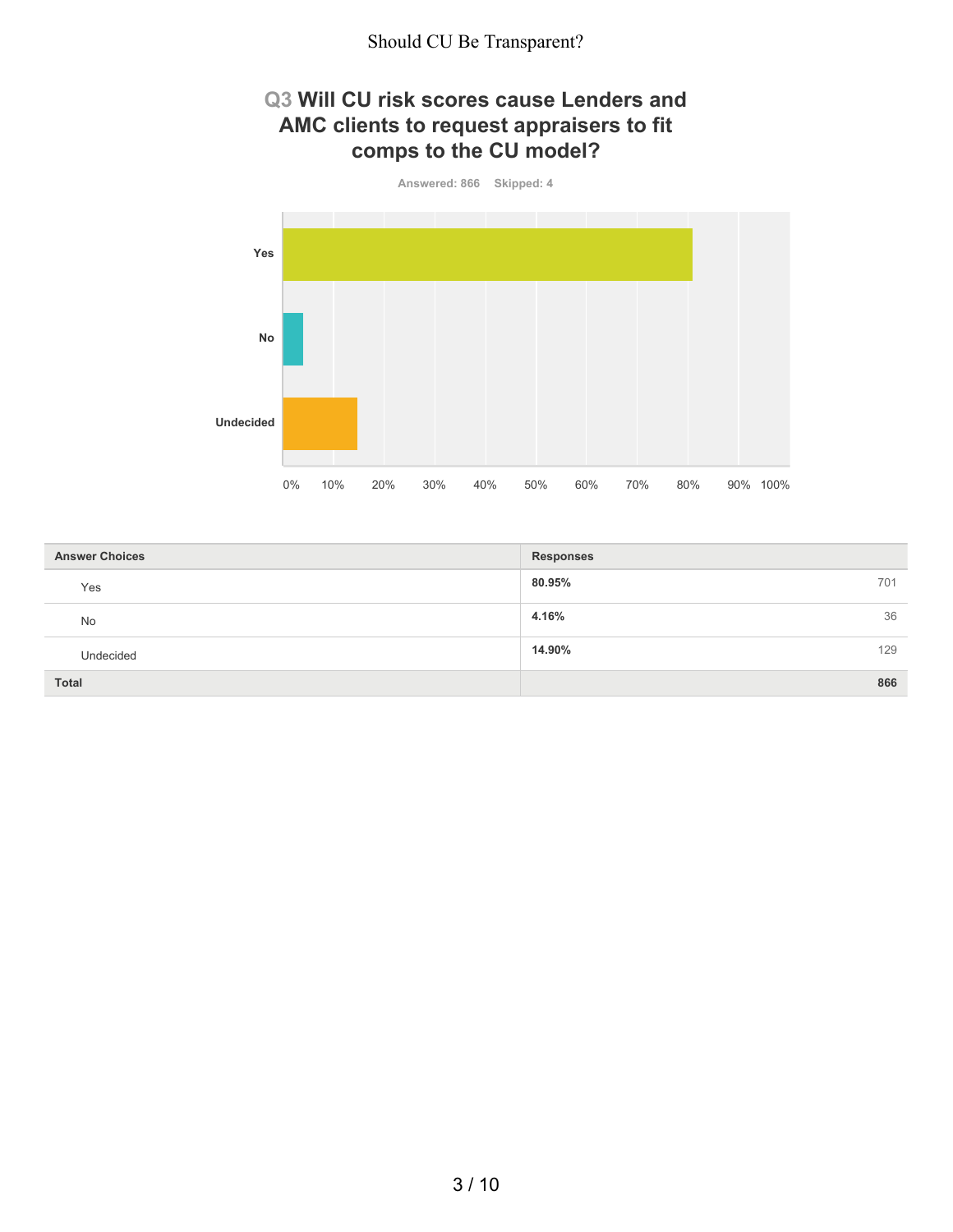## Q3 Will CU risk scores cause Lenders and AMC clients to request appraisers to fit comps to the CU model?

Answered: 866 Skipped: 4

| Answer Choices | Responses | |
|---|---|---|
| Yes | 80.95% | 701 |
| No | 4.16% | 36 |
| Undecided | 14.90% | 129 |
| **Total** | | **866** |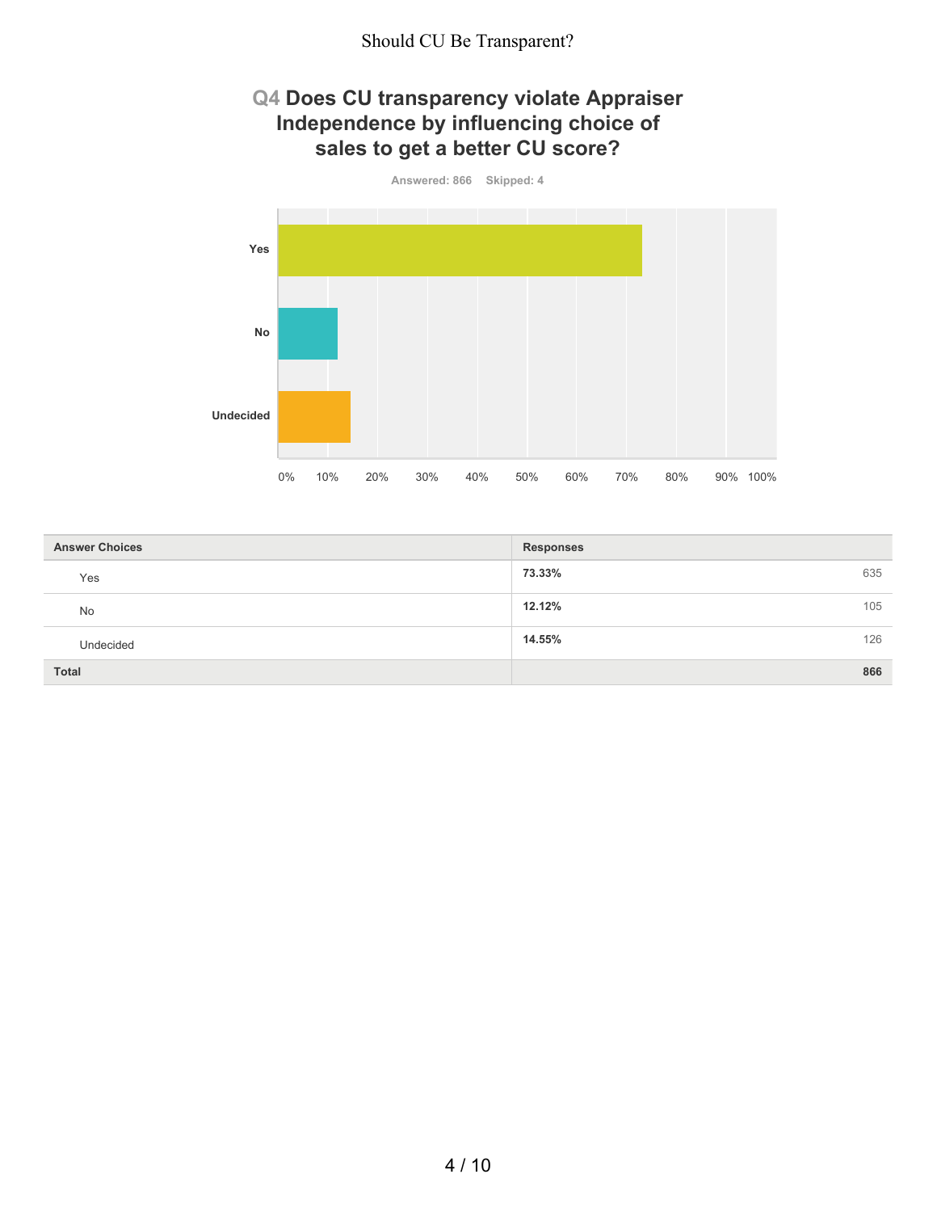## Q4 Does CU transparency violate Appraiser Independence by influencing choice of sales to get a better CU score?

Answered: 866 Skipped: 4

| Answer Choices | Responses | |
|---|---|---|
| Yes | 73.33% | 635 |
| No | 12.12% | 105 |
| Undecided | 14.55% | 126 |
| **Total** | | **866** |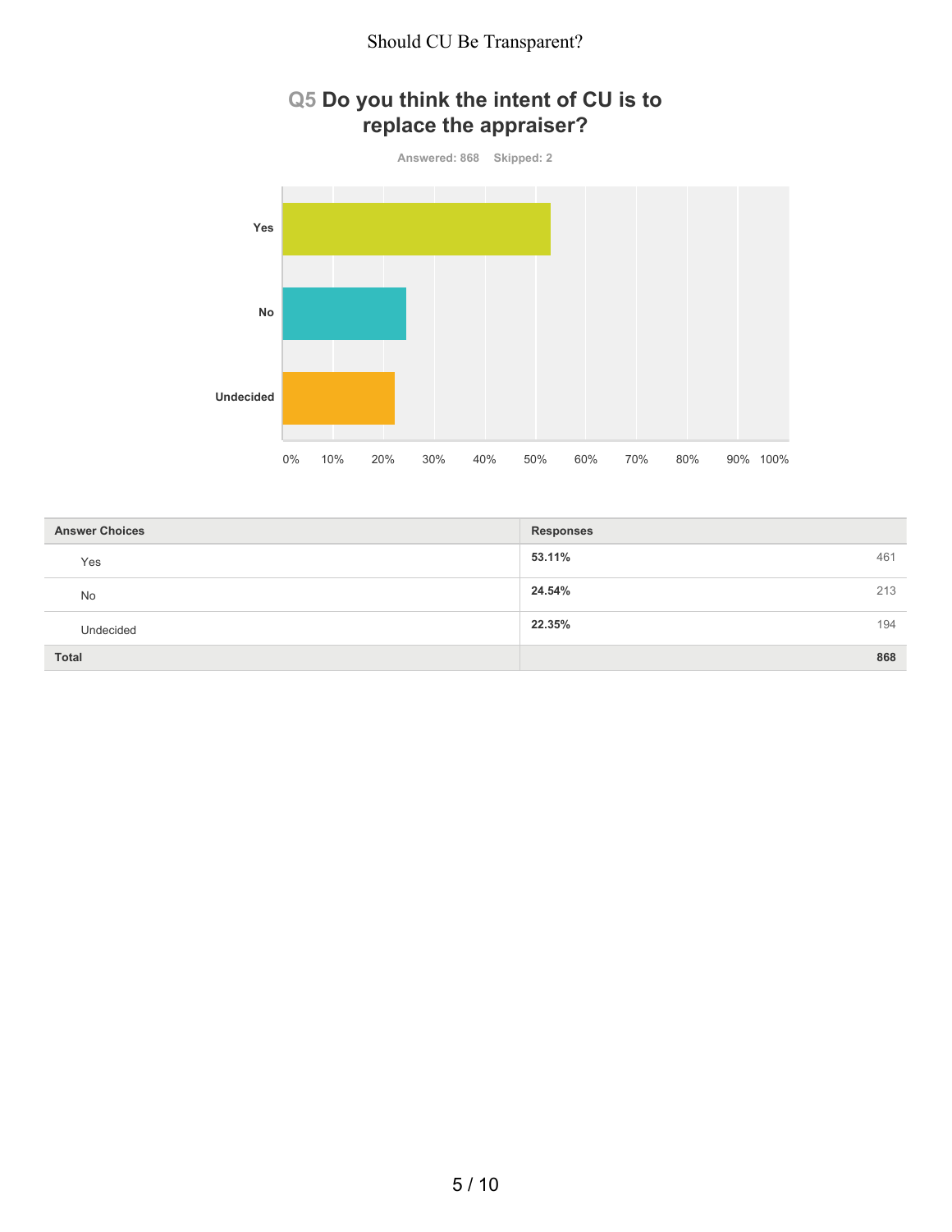# Q5 Do you think the intent of CU is to replace the appraiser?

Answered: 868 Skipped: 2

| Answer Choices | Responses | |
|---|---|---|
| Yes | **53.11%** | 461 |
| No | **24.54%** | 213 |
| Undecided | **22.35%** | 194 |
| **Total** | | **868** |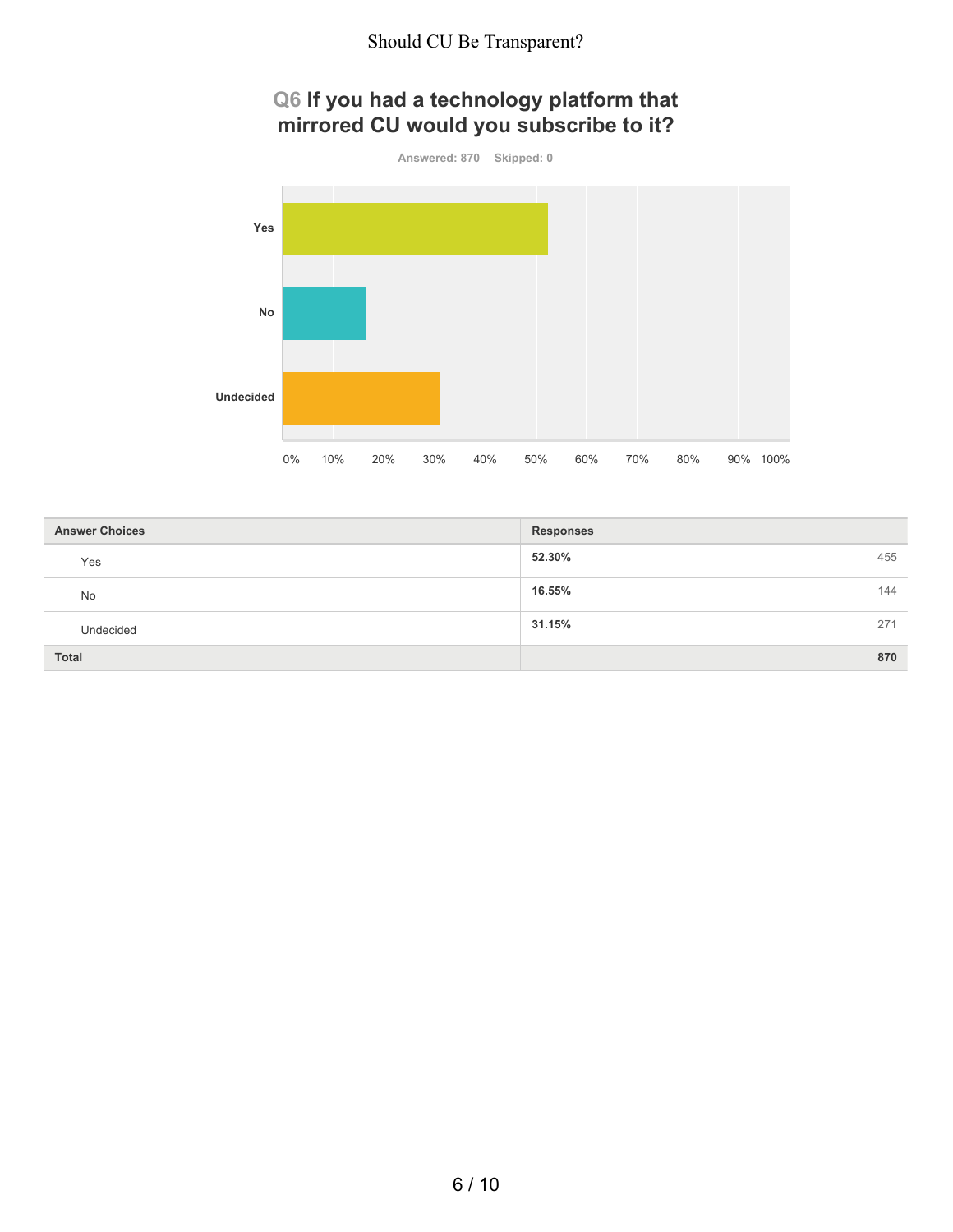# Q6 If you had a technology platform that mirrored CU would you subscribe to it?

Answered: 870 Skipped: 0

| Answer Choices | Responses | |
|---|---|---|
| Yes | **52.30%** | 455 |
| No | **16.55%** | 144 |
| Undecided | **31.15%** | 271 |
| **Total** | | **870** |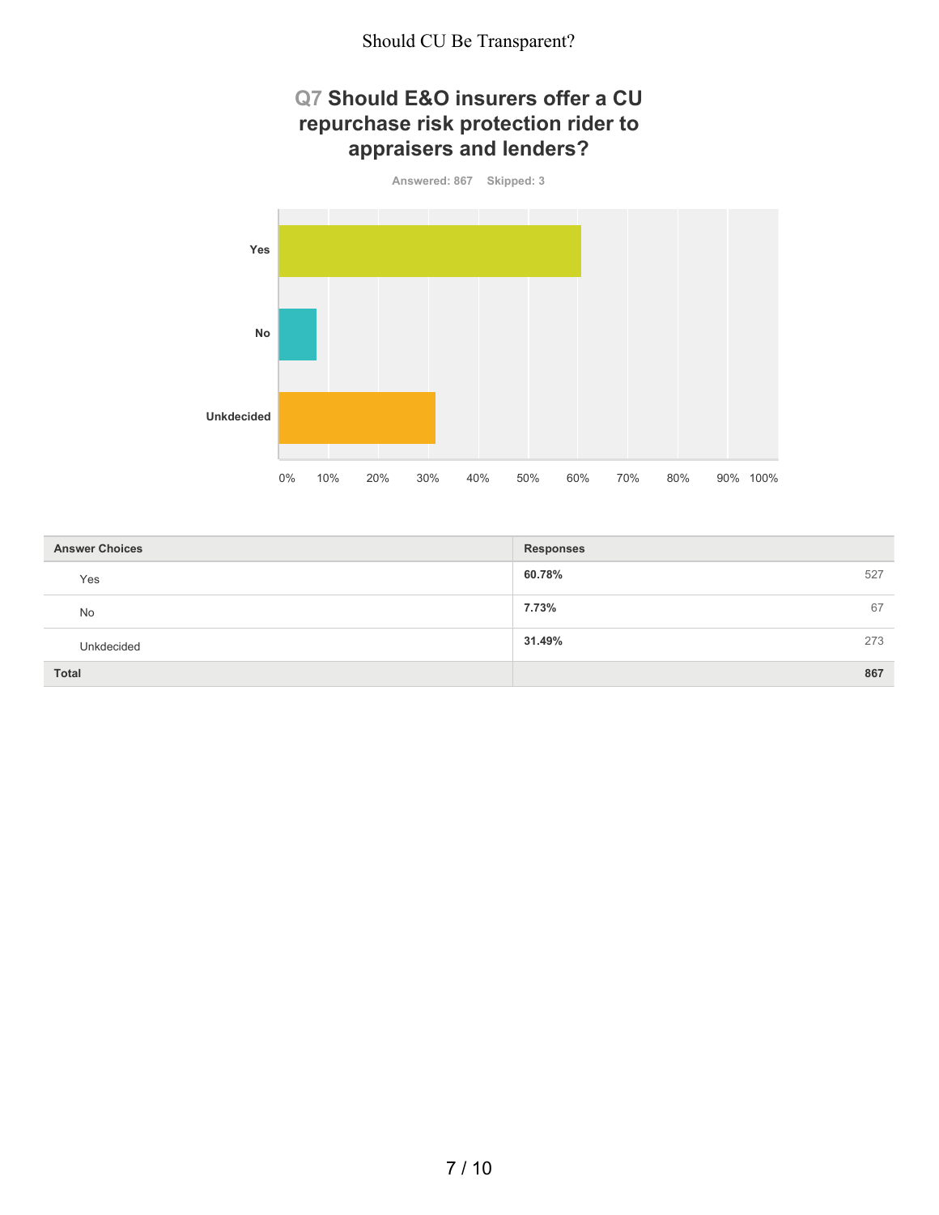## Q7 Should E&O insurers offer a CU repurchase risk protection rider to appraisers and lenders?

Answered: 867 Skipped: 3

| Answer Choices | Responses | |
|---|---|---|
| Yes | 60.78% | 527 |
| No | 7.73% | 67 |
| Unkdecided | 31.49% | 273 |
| **Total** | | **867** |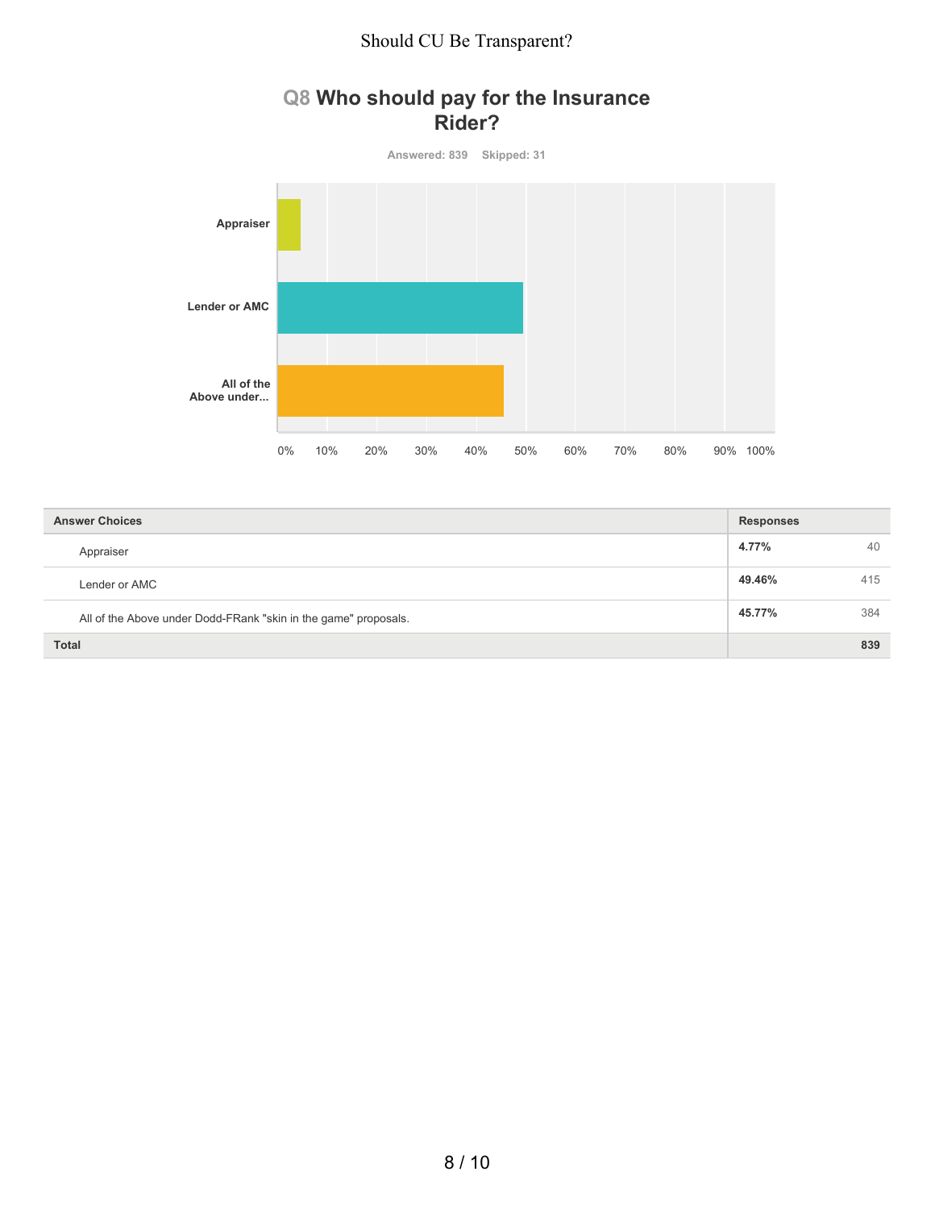## Q8 Who should pay for the Insurance Rider?

Answered: 839 Skipped: 31

| Answer Choices | Responses | |
|---|---|---|
| Appraiser | **4.77%** | 40 |
| Lender or AMC | **49.46%** | 415 |
| All of the Above under Dodd-FRank "skin in the game" proposals. | **45.77%** | 384 |
| **Total** | | **839** |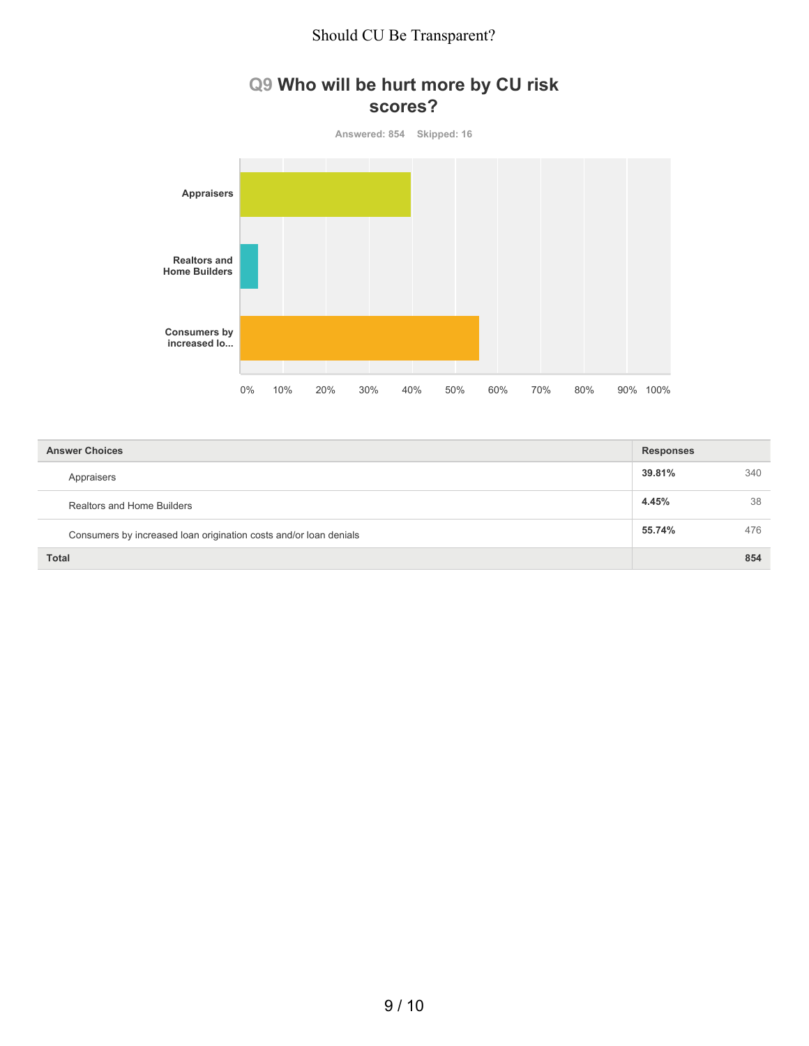## Q9 Who will be hurt more by CU risk scores?

Answered: 854 Skipped: 16

| Answer Choices | Responses | |
|---|---|---|
| Appraisers | 39.81% | 340 |
| Realtors and Home Builders | 4.45% | 38 |
| Consumers by increased loan origination costs and/or loan denials | 55.74% | 476 |
| **Total** | | **854** |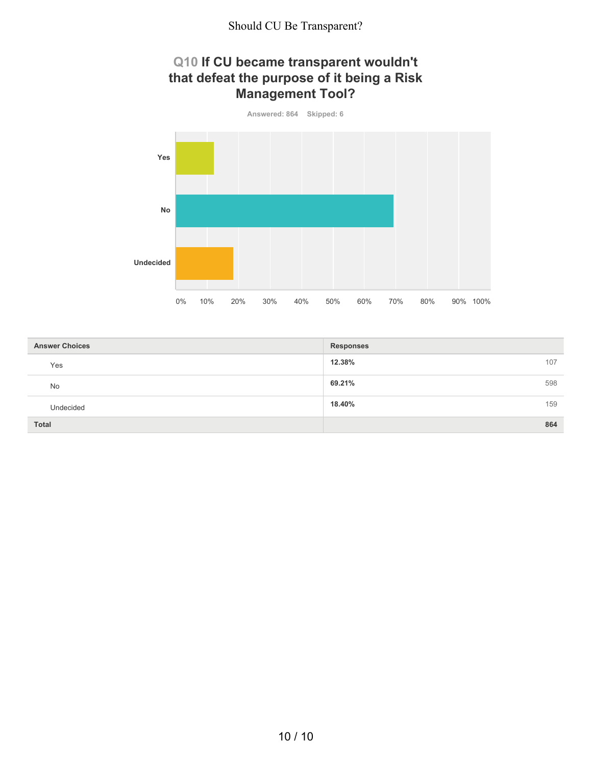## Q10 If CU became transparent wouldn't that defeat the purpose of it being a Risk Management Tool?

Answered: 864 Skipped: 6

Yes

No

Undecided

0% 10% 20% 30% 40% 50% 60% 70% 80% 90% 100%

| Answer Choices | Responses | |
|---|---|---|
| Yes | **12.38%** | 107 |
| No | **69.21%** | 598 |
| Undecided | **18.40%** | 159 |
| **Total** | | **864** |